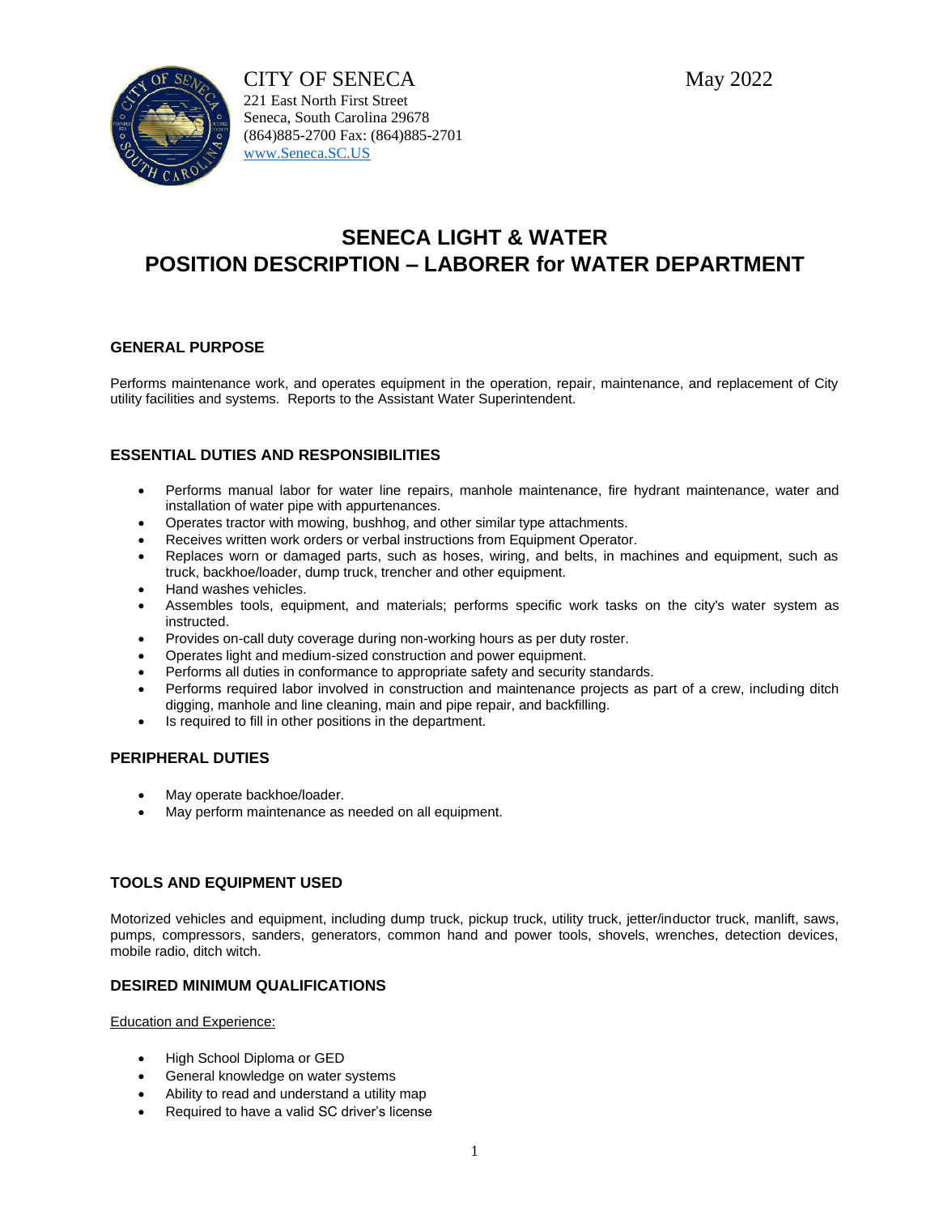CITY OF SENECA

221 East North First Street
Seneca, South Carolina 29678
(864)885-2700 Fax: (864)885-2701
www.Seneca.SC.US

May 2022

# SENECA LIGHT & WATER
# POSITION DESCRIPTION – LABORER for WATER DEPARTMENT

## GENERAL PURPOSE

Performs maintenance work, and operates equipment in the operation, repair, maintenance, and replacement of City utility facilities and systems. Reports to the Assistant Water Superintendent.

## ESSENTIAL DUTIES AND RESPONSIBILITIES

- Performs manual labor for water line repairs, manhole maintenance, fire hydrant maintenance, water and installation of water pipe with appurtenances.
- Operates tractor with mowing, bushhog, and other similar type attachments.
- Receives written work orders or verbal instructions from Equipment Operator.
- Replaces worn or damaged parts, such as hoses, wiring, and belts, in machines and equipment, such as truck, backhoe/loader, dump truck, trencher and other equipment.
- Hand washes vehicles.
- Assembles tools, equipment, and materials; performs specific work tasks on the city's water system as instructed.
- Provides on-call duty coverage during non-working hours as per duty roster.
- Operates light and medium-sized construction and power equipment.
- Performs all duties in conformance to appropriate safety and security standards.
- Performs required labor involved in construction and maintenance projects as part of a crew, including ditch digging, manhole and line cleaning, main and pipe repair, and backfilling.
- Is required to fill in other positions in the department.

## PERIPHERAL DUTIES

- May operate backhoe/loader.
- May perform maintenance as needed on all equipment.

## TOOLS AND EQUIPMENT USED

Motorized vehicles and equipment, including dump truck, pickup truck, utility truck, jetter/inductor truck, manlift, saws, pumps, compressors, sanders, generators, common hand and power tools, shovels, wrenches, detection devices, mobile radio, ditch witch.

## DESIRED MINIMUM QUALIFICATIONS

Education and Experience:

- High School Diploma or GED
- General knowledge on water systems
- Ability to read and understand a utility map
- Required to have a valid SC driver's license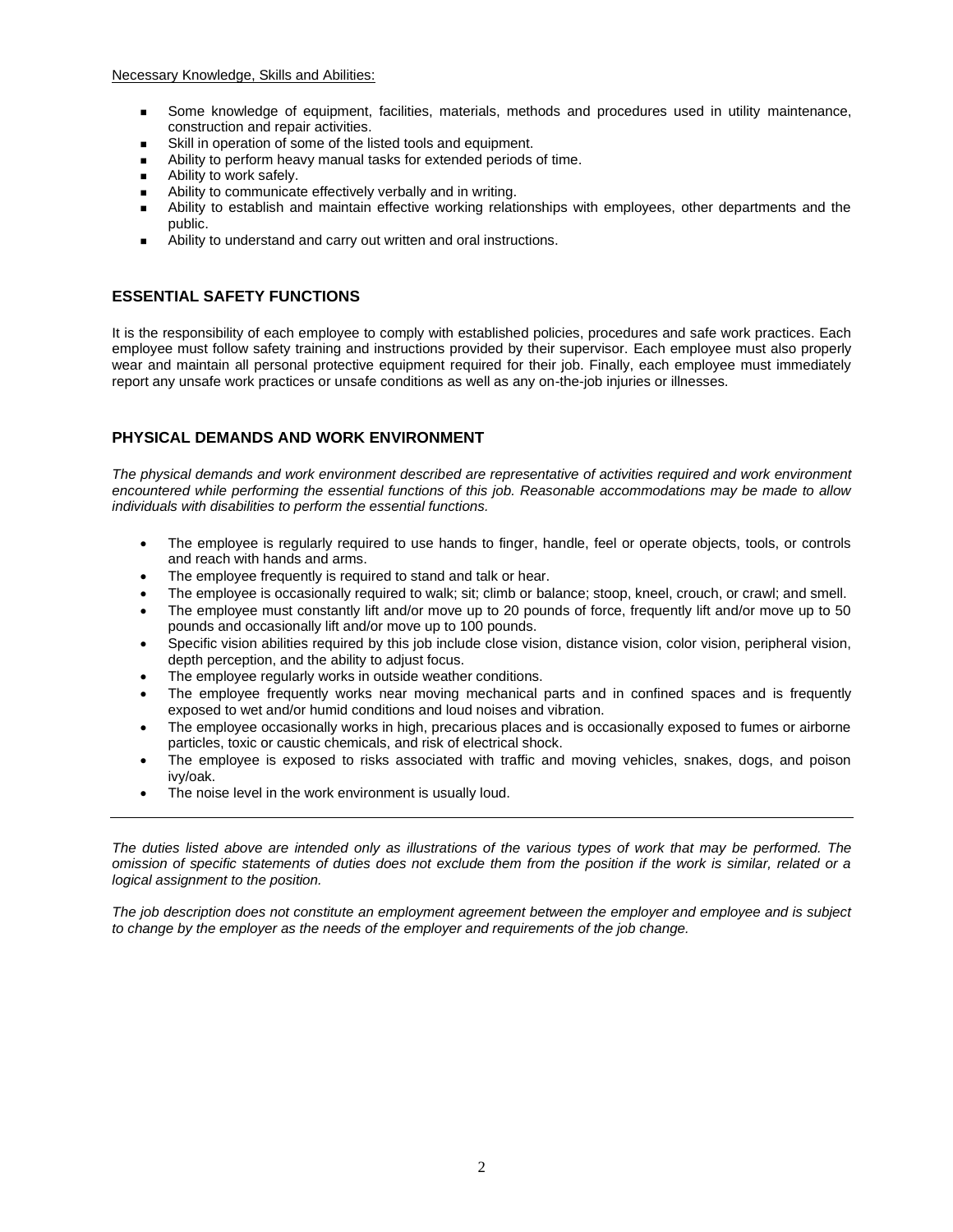Necessary Knowledge, Skills and Abilities:

- Some knowledge of equipment, facilities, materials, methods and procedures used in utility maintenance, construction and repair activities.
- Skill in operation of some of the listed tools and equipment.
- Ability to perform heavy manual tasks for extended periods of time.
- Ability to work safely.
- Ability to communicate effectively verbally and in writing.
- Ability to establish and maintain effective working relationships with employees, other departments and the public.
- Ability to understand and carry out written and oral instructions.

## ESSENTIAL SAFETY FUNCTIONS

It is the responsibility of each employee to comply with established policies, procedures and safe work practices. Each employee must follow safety training and instructions provided by their supervisor. Each employee must also properly wear and maintain all personal protective equipment required for their job. Finally, each employee must immediately report any unsafe work practices or unsafe conditions as well as any on-the-job injuries or illnesses.

## PHYSICAL DEMANDS AND WORK ENVIRONMENT

*The physical demands and work environment described are representative of activities required and work environment encountered while performing the essential functions of this job. Reasonable accommodations may be made to allow individuals with disabilities to perform the essential functions.*

- The employee is regularly required to use hands to finger, handle, feel or operate objects, tools, or controls and reach with hands and arms.
- The employee frequently is required to stand and talk or hear.
- The employee is occasionally required to walk; sit; climb or balance; stoop, kneel, crouch, or crawl; and smell.
- The employee must constantly lift and/or move up to 20 pounds of force, frequently lift and/or move up to 50 pounds and occasionally lift and/or move up to 100 pounds.
- Specific vision abilities required by this job include close vision, distance vision, color vision, peripheral vision, depth perception, and the ability to adjust focus.
- The employee regularly works in outside weather conditions.
- The employee frequently works near moving mechanical parts and in confined spaces and is frequently exposed to wet and/or humid conditions and loud noises and vibration.
- The employee occasionally works in high, precarious places and is occasionally exposed to fumes or airborne particles, toxic or caustic chemicals, and risk of electrical shock.
- The employee is exposed to risks associated with traffic and moving vehicles, snakes, dogs, and poison ivy/oak.
- The noise level in the work environment is usually loud.

---

*The duties listed above are intended only as illustrations of the various types of work that may be performed. The omission of specific statements of duties does not exclude them from the position if the work is similar, related or a logical assignment to the position.*

*The job description does not constitute an employment agreement between the employer and employee and is subject to change by the employer as the needs of the employer and requirements of the job change.*